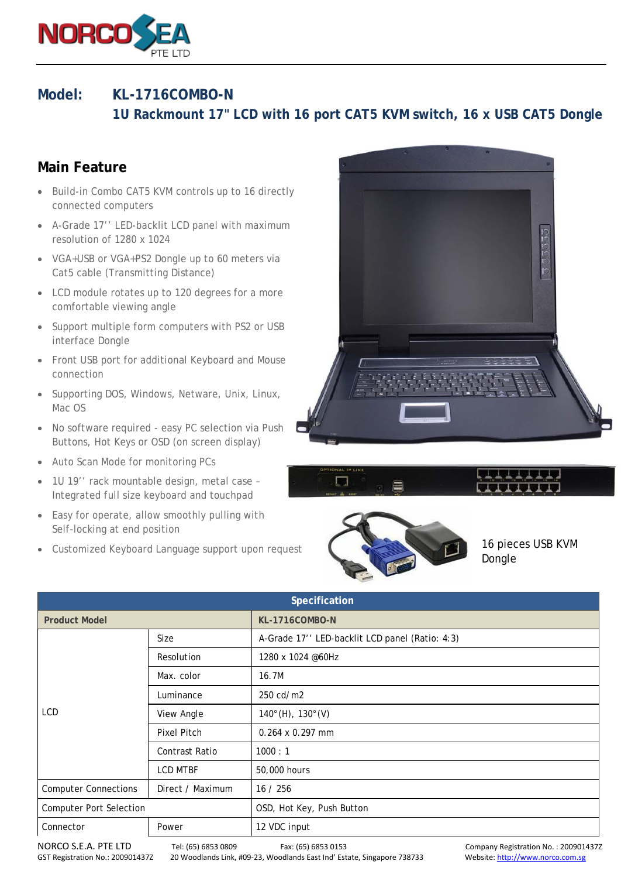NORCO SEA PTE LTD

# Model: KL-1716COMBO-N

## 1U Rackmount 17" LCD with 16 port CAT5 KVM switch, 16 x USB CAT5 Dongle

## Main Feature

- Build-in Combo CAT5 KVM controls up to 16 directly connected computers
- A-Grade 17'' LED-backlit LCD panel with maximum resolution of 1280 x 1024
- VGA+USB or VGA+PS2 Dongle up to 60 meters via Cat5 cable (Transmitting Distance)
- LCD module rotates up to 120 degrees for a more comfortable viewing angle
- Support multiple form computers with PS2 or USB interface Dongle
- Front USB port for additional Keyboard and Mouse connection
- Supporting DOS, Windows, Netware, Unix, Linux, Mac OS
- No software required - easy PC selection via Push Buttons, Hot Keys or OSD (on screen display)
- Auto Scan Mode for monitoring PCs
- 1U 19'' rack mountable design, metal case – Integrated full size keyboard and touchpad
- Easy for operate, allow smoothly pulling with Self-locking at end position
- Customized Keyboard Language support upon request

16 pieces USB KVM Dongle

| Specification | | |
|---|---|---|
| **Product Model** | | **KL-1716COMBO-N** |
| LCD | Size | A-Grade 17'' LED-backlit LCD panel (Ratio: 4:3) |
| | Resolution | 1280 x 1024 @60Hz |
| | Max. color | 16.7M |
| | Luminance | 250 cd/m2 |
| | View Angle | 140°(H), 130°(V) |
| | Pixel Pitch | 0.264 x 0.297 mm |
| | Contrast Ratio | 1000 : 1 |
| | LCD MTBF | 50,000 hours |
| Computer Connections | Direct / Maximum | 16 / 256 |
| Computer Port Selection | | OSD, Hot Key, Push Button |
| Connector | Power | 12 VDC input |

NORCO S.E.A. PTE LTD
GST Registration No.: 200901437Z
Tel: (65) 6853 0809 Fax: (65) 6853 0153
20 Woodlands Link, #09-23, Woodlands East Ind' Estate, Singapore 738733
Company Registration No. : 200901437Z
Website: http://www.norco.com.sg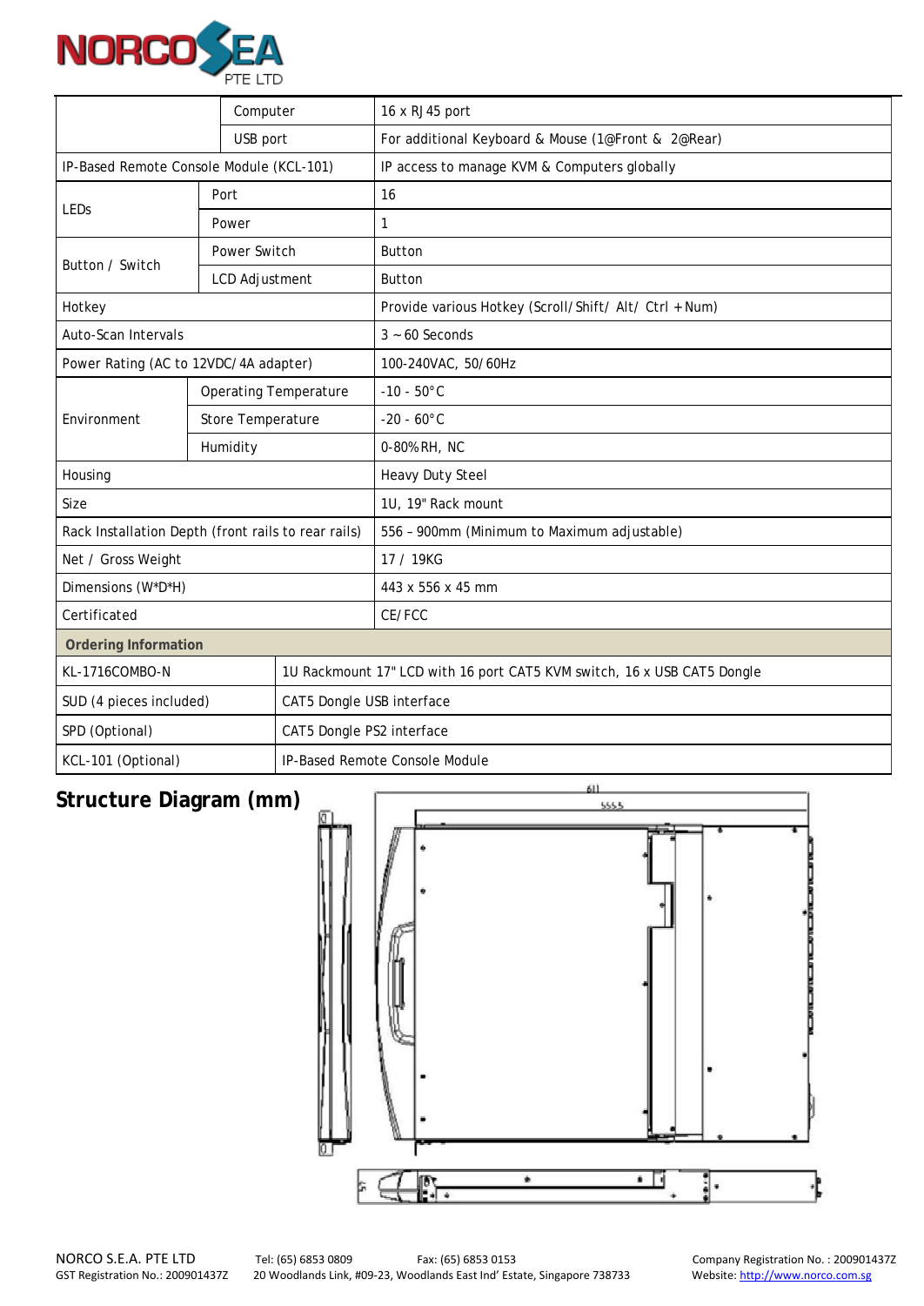| | | |
|---|---|---|
| | Computer | 16 x RJ45 port |
| | USB port | For additional Keyboard & Mouse (1@Front & 2@Rear) |
| IP-Based Remote Console Module (KCL-101) | | IP access to manage KVM & Computers globally |
| LEDs | Port | 16 |
| | Power | 1 |
| Button / Switch | Power Switch | Button |
| | LCD Adjustment | Button |
| Hotkey | | Provide various Hotkey (Scroll/Shift/ Alt/ Ctrl + Num) |
| Auto-Scan Intervals | | 3 ~ 60 Seconds |
| Power Rating (AC to 12VDC/4A adapter) | | 100-240VAC, 50/60Hz |
| Environment | Operating Temperature | -10 - 50°C |
| | Store Temperature | -20 - 60°C |
| | Humidity | 0-80%RH, NC |
| Housing | | Heavy Duty Steel |
| Size | | 1U, 19" Rack mount |
| Rack Installation Depth (front rails to rear rails) | | 556 – 900mm (Minimum to Maximum adjustable) |
| Net / Gross Weight | | 17 / 19KG |
| Dimensions (W*D*H) | | 443 x 556 x 45 mm |
| Certificated | | CE/FCC |

**Ordering Information**

| | |
|---|---|
| KL-1716COMBO-N | 1U Rackmount 17" LCD with 16 port CAT5 KVM switch, 16 x USB CAT5 Dongle |
| SUD (4 pieces included) | CAT5 Dongle USB interface |
| SPD (Optional) | CAT5 Dongle PS2 interface |
| KCL-101 (Optional) | IP-Based Remote Console Module |

## Structure Diagram (mm)

611

555.5

NORCO S.E.A. PTE LTD
GST Registration No.: 200901437Z
Tel: (65) 6853 0809
Fax: (65) 6853 0153
20 Woodlands Link, #09-23, Woodlands East Ind' Estate, Singapore 738733
Company Registration No. : 200901437Z
Website: http://www.norco.com.sg